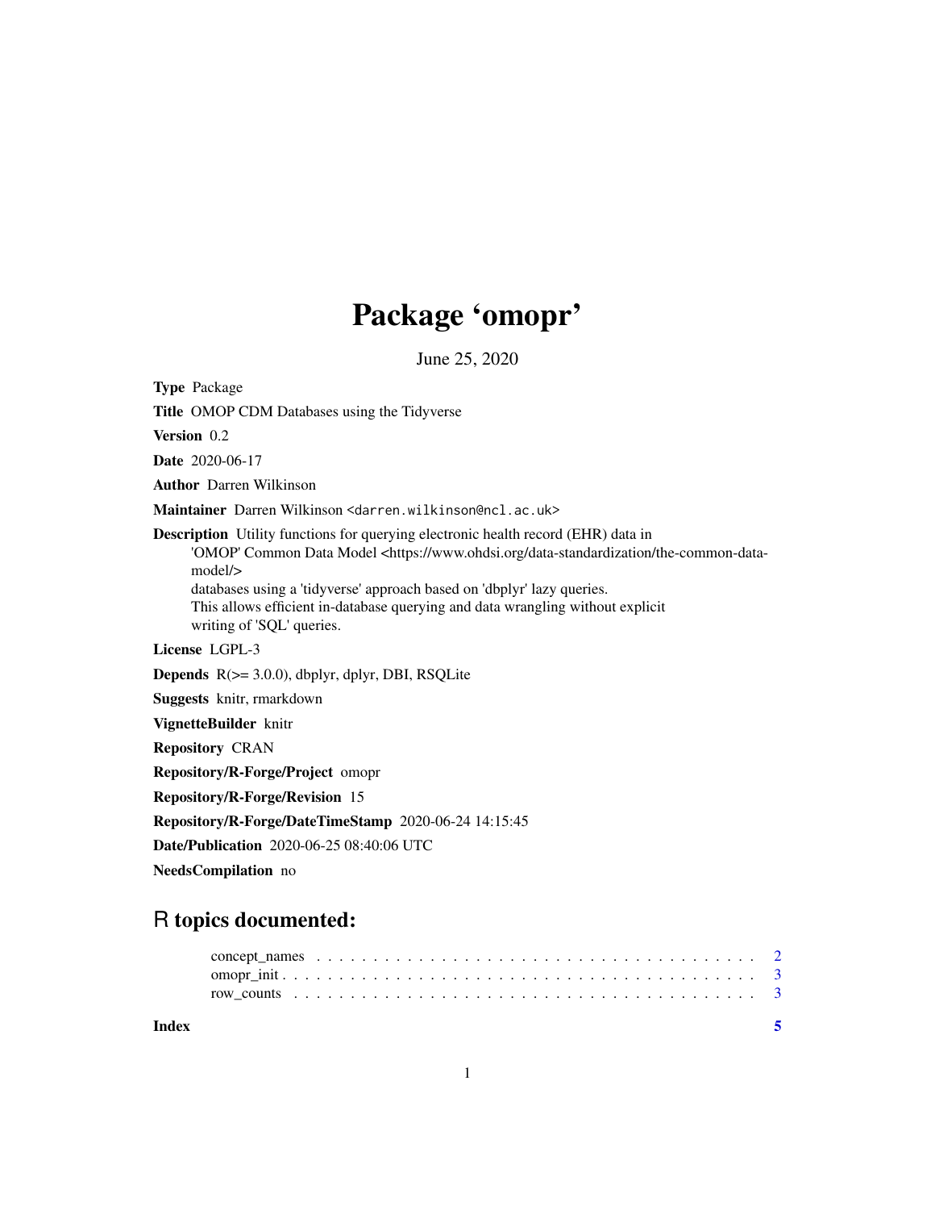# Package 'omopr'

June 25, 2020

**Type** Package

**Title** OMOP CDM Databases using the Tidyverse

**Version** 0.2

**Date** 2020-06-17

**Author** Darren Wilkinson

**Maintainer** Darren Wilkinson <darren.wilkinson@ncl.ac.uk>

**Description** Utility functions for querying electronic health record (EHR) data in 'OMOP' Common Data Model <https://www.ohdsi.org/data-standardization/the-common-data-model/> databases using a 'tidyverse' approach based on 'dbplyr' lazy queries. This allows efficient in-database querying and data wrangling without explicit writing of 'SQL' queries.

**License** LGPL-3

**Depends** R(>= 3.0.0), dbplyr, dplyr, DBI, RSQLite

**Suggests** knitr, rmarkdown

**VignetteBuilder** knitr

**Repository** CRAN

**Repository/R-Forge/Project** omopr

**Repository/R-Forge/Revision** 15

**Repository/R-Forge/DateTimeStamp** 2020-06-24 14:15:45

**Date/Publication** 2020-06-25 08:40:06 UTC

**NeedsCompilation** no

## R topics documented:

- concept_names . . . . . . . . . . . . . . . . . . . . . . . . . . . . . . . . . . . . . . . 2
- omopr_init . . . . . . . . . . . . . . . . . . . . . . . . . . . . . . . . . . . . . . . . 3
- row_counts . . . . . . . . . . . . . . . . . . . . . . . . . . . . . . . . . . . . . . . . 3

**Index** 5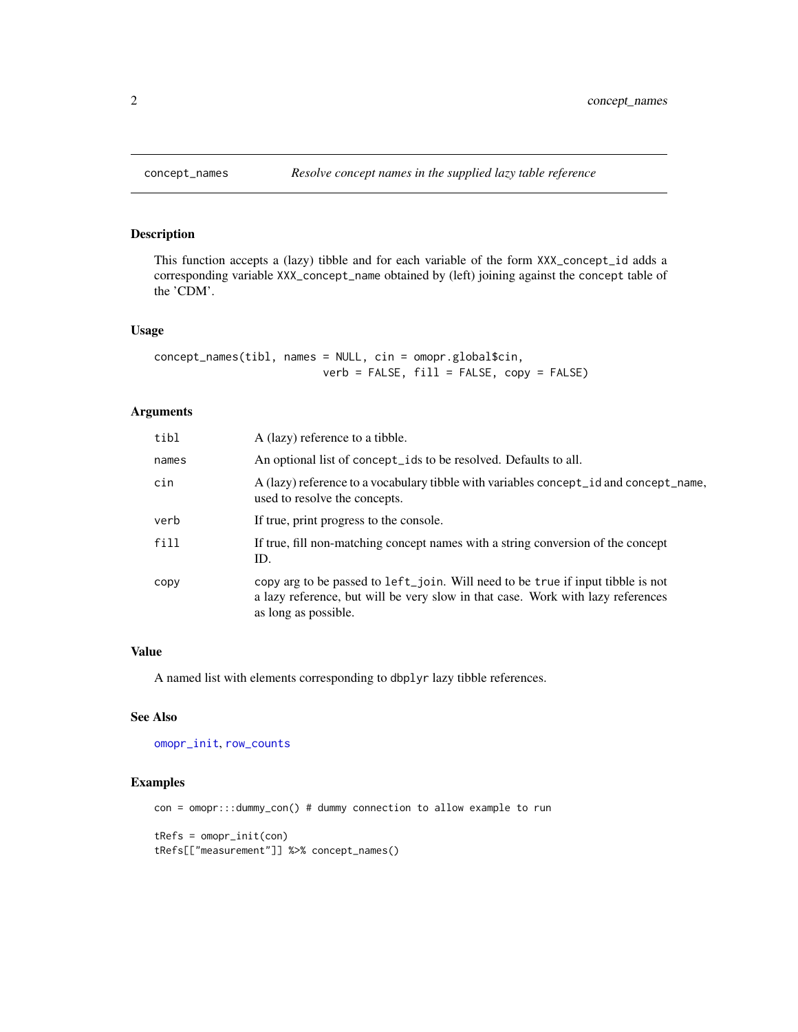## concept_names — *Resolve concept names in the supplied lazy table reference*

### Description

This function accepts a (lazy) tibble and for each variable of the form `XXX_concept_id` adds a corresponding variable `XXX_concept_name` obtained by (left) joining against the `concept` table of the 'CDM'.

### Usage

```
concept_names(tibl, names = NULL, cin = omopr.global$cin,
                          verb = FALSE, fill = FALSE, copy = FALSE)
```

### Arguments

| | |
|---|---|
| `tibl` | A (lazy) reference to a tibble. |
| `names` | An optional list of `concept_ids` to be resolved. Defaults to all. |
| `cin` | A (lazy) reference to a vocabulary tibble with variables `concept_id` and `concept_name`, used to resolve the concepts. |
| `verb` | If true, print progress to the console. |
| `fill` | If true, fill non-matching concept names with a string conversion of the concept ID. |
| `copy` | copy arg to be passed to `left_join`. Will need to be `true` if input tibble is not a lazy reference, but will be very slow in that case. Work with lazy references as long as possible. |

### Value

A named list with elements corresponding to `dbplyr` lazy tibble references.

### See Also

`omopr_init`, `row_counts`

### Examples

```
con = omopr:::dummy_con() # dummy connection to allow example to run

tRefs = omopr_init(con)
tRefs[["measurement"]] %>% concept_names()
```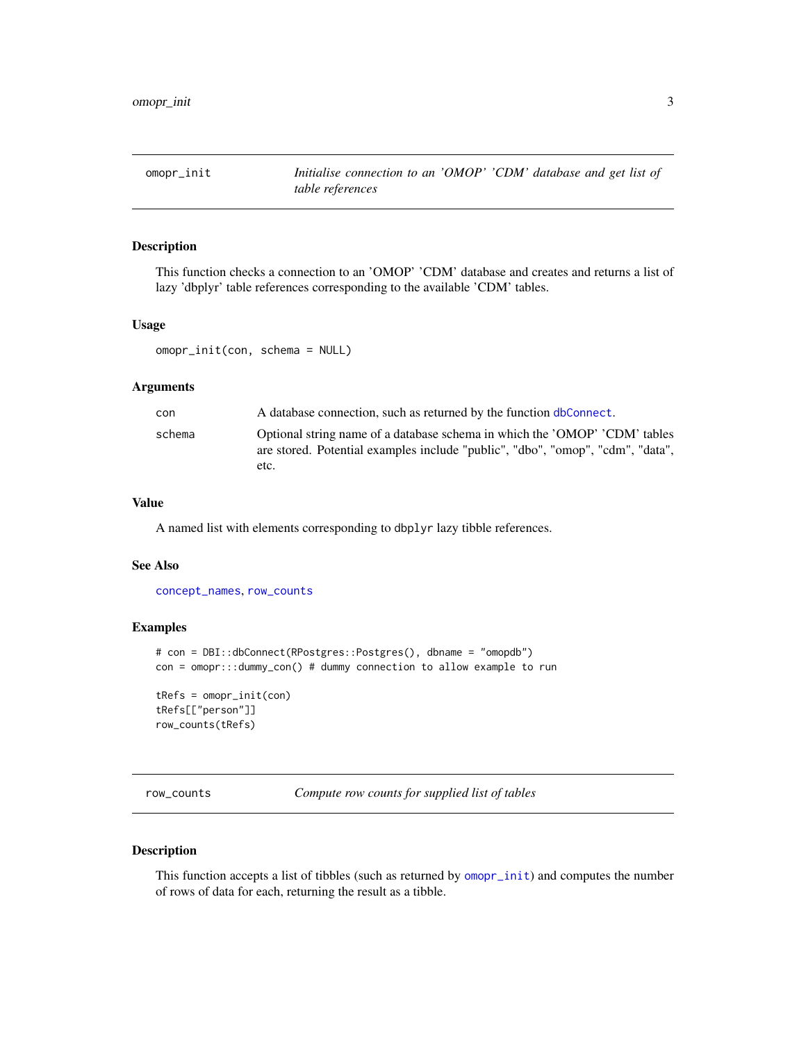## omopr_init — *Initialise connection to an 'OMOP' 'CDM' database and get list of table references*

### Description

This function checks a connection to an 'OMOP' 'CDM' database and creates and returns a list of lazy 'dbplyr' table references corresponding to the available 'CDM' tables.

### Usage

```
omopr_init(con, schema = NULL)
```

### Arguments

| | |
|---|---|
| con | A database connection, such as returned by the function dbConnect. |
| schema | Optional string name of a database schema in which the 'OMOP' 'CDM' tables are stored. Potential examples include "public", "dbo", "omop", "cdm", "data", etc. |

### Value

A named list with elements corresponding to dbplyr lazy tibble references.

### See Also

concept_names, row_counts

### Examples

```
# con = DBI::dbConnect(RPostgres::Postgres(), dbname = "omopdb")
con = omopr:::dummy_con() # dummy connection to allow example to run

tRefs = omopr_init(con)
tRefs[["person"]]
row_counts(tRefs)
```

## row_counts — *Compute row counts for supplied list of tables*

### Description

This function accepts a list of tibbles (such as returned by omopr_init) and computes the number of rows of data for each, returning the result as a tibble.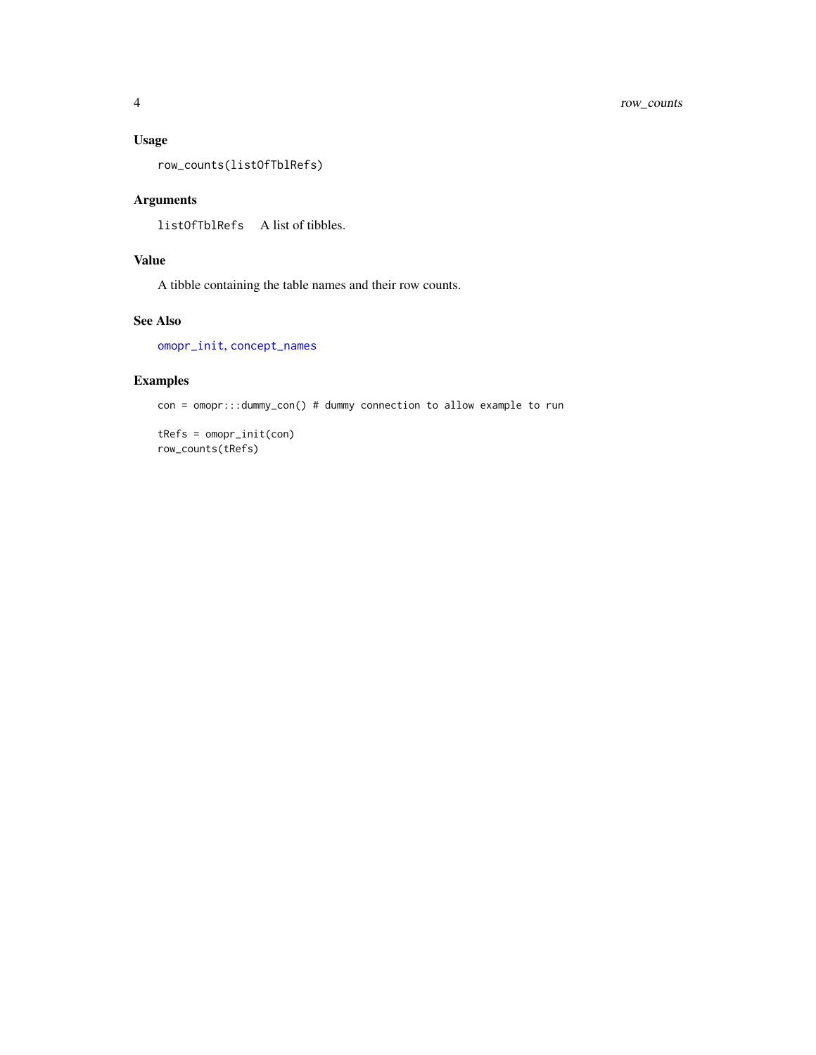### Usage

```
row_counts(listOfTblRefs)
```

### Arguments

| | |
|---|---|
| `listOfTblRefs` | A list of tibbles. |

### Value

A tibble containing the table names and their row counts.

### See Also

`omopr_init`, `concept_names`

### Examples

```
con = omopr:::dummy_con() # dummy connection to allow example to run

tRefs = omopr_init(con)
row_counts(tRefs)
```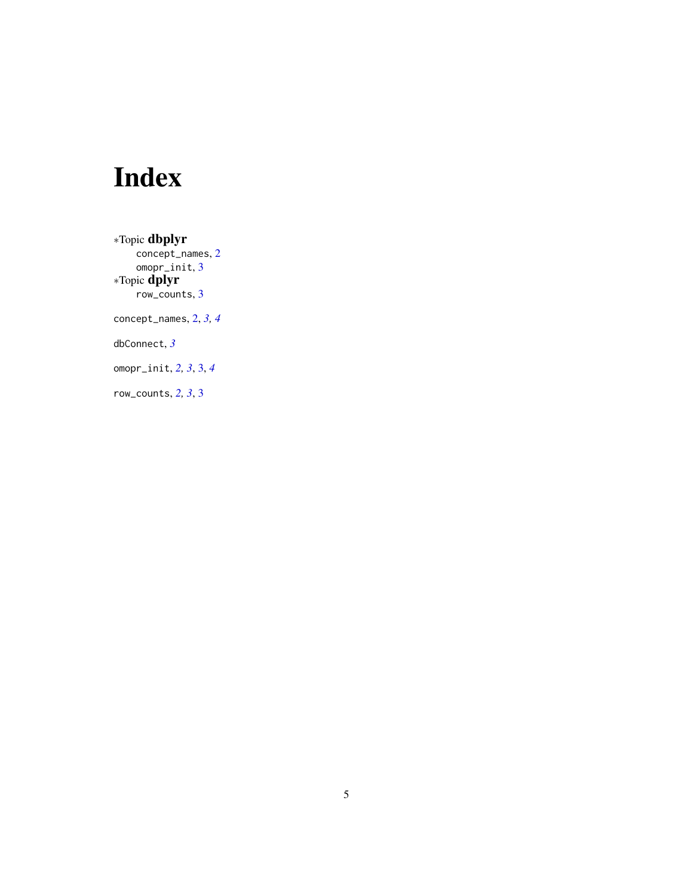# Index

∗Topic **dbplyr**
- concept_names, 2
- omopr_init, 3

∗Topic **dplyr**
- row_counts, 3

concept_names, 2, *3, 4*

dbConnect, *3*

omopr_init, *2, 3*, 3, *4*

row_counts, *2, 3*, 3